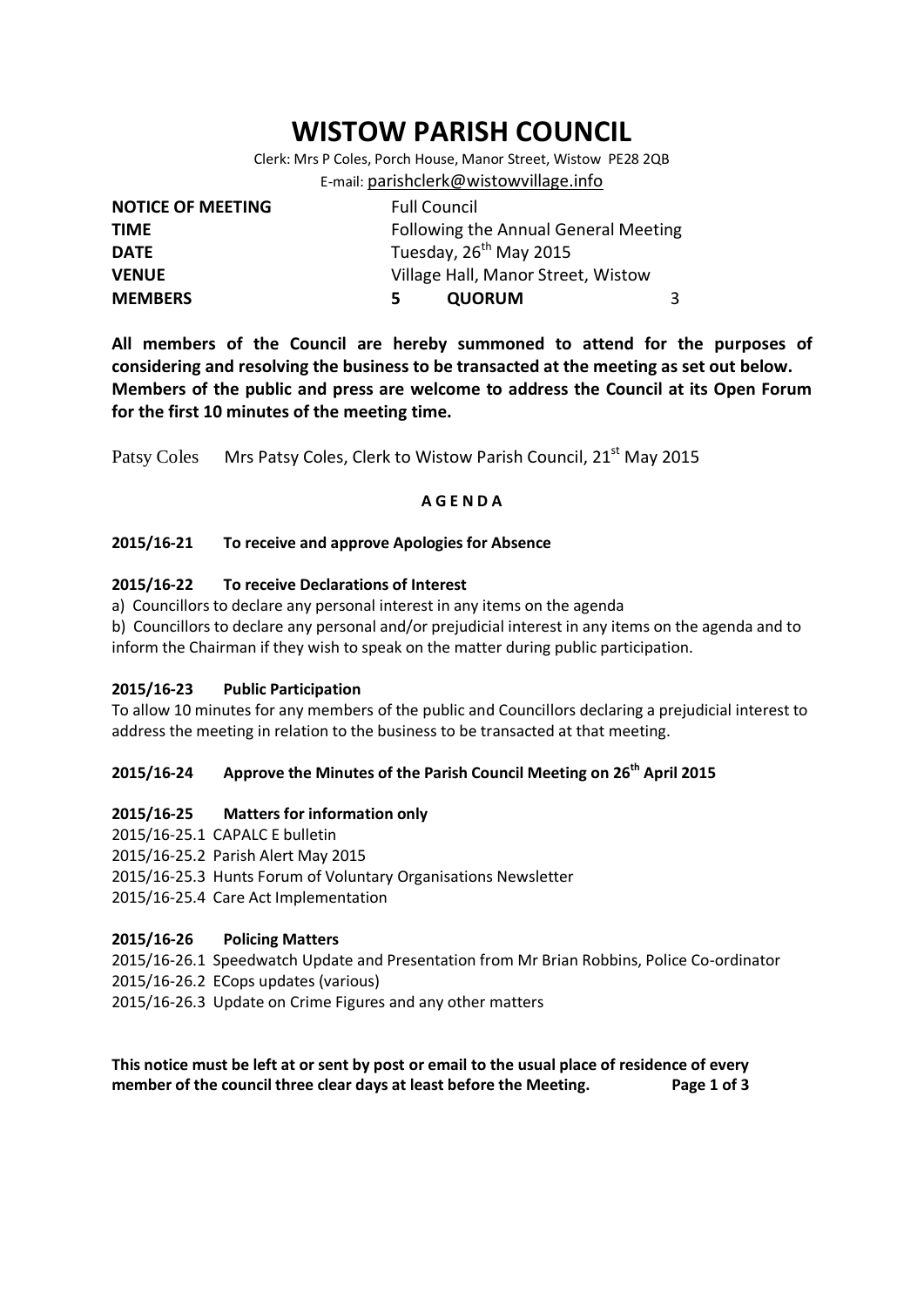# WISTOW PARISH COUNCIL

Clerk: Mrs P Coles, Porch House, Manor Street, Wistow PE28 2QB
E-mail: parishclerk@wistowvillage.info

| | | | |
|---|---|---|---|
| **NOTICE OF MEETING** | Full Council | | |
| **TIME** | Following the Annual General Meeting | | |
| **DATE** | Tuesday, 26th May 2015 | | |
| **VENUE** | Village Hall, Manor Street, Wistow | | |
| **MEMBERS** | **5** | **QUORUM** | 3 |

**All members of the Council are hereby summoned to attend for the purposes of considering and resolving the business to be transacted at the meeting as set out below. Members of the public and press are welcome to address the Council at its Open Forum for the first 10 minutes of the meeting time.**

Patsy Coles     Mrs Patsy Coles, Clerk to Wistow Parish Council, 21st May 2015

**A G E N D A**

### 2015/16-21 To receive and approve Apologies for Absence

### 2015/16-22 To receive Declarations of Interest

a) Councillors to declare any personal interest in any items on the agenda

b) Councillors to declare any personal and/or prejudicial interest in any items on the agenda and to inform the Chairman if they wish to speak on the matter during public participation.

### 2015/16-23 Public Participation

To allow 10 minutes for any members of the public and Councillors declaring a prejudicial interest to address the meeting in relation to the business to be transacted at that meeting.

### 2015/16-24 Approve the Minutes of the Parish Council Meeting on 26th April 2015

### 2015/16-25 Matters for information only

2015/16-25.1 CAPALC E bulletin
2015/16-25.2 Parish Alert May 2015
2015/16-25.3 Hunts Forum of Voluntary Organisations Newsletter
2015/16-25.4 Care Act Implementation

### 2015/16-26 Policing Matters

2015/16-26.1 Speedwatch Update and Presentation from Mr Brian Robbins, Police Co-ordinator
2015/16-26.2 ECops updates (various)
2015/16-26.3 Update on Crime Figures and any other matters

**This notice must be left at or sent by post or email to the usual place of residence of every member of the council three clear days at least before the Meeting.**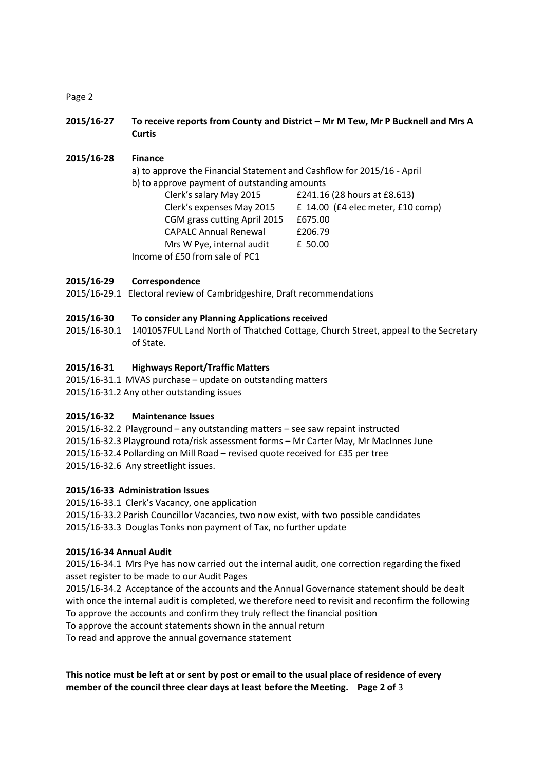**2015/16-27 To receive reports from County and District – Mr M Tew, Mr P Bucknell and Mrs A Curtis**

**2015/16-28 Finance**

a) to approve the Financial Statement and Cashflow for 2015/16 - April

b) to approve payment of outstanding amounts

| | |
|---|---|
| Clerk's salary May 2015 | £241.16 (28 hours at £8.613) |
| Clerk's expenses May 2015 | £ 14.00 (£4 elec meter, £10 comp) |
| CGM grass cutting April 2015 | £675.00 |
| CAPALC Annual Renewal | £206.79 |
| Mrs W Pye, internal audit | £ 50.00 |

Income of £50 from sale of PC1

**2015/16-29 Correspondence**

2015/16-29.1 Electoral review of Cambridgeshire, Draft recommendations

**2015/16-30 To consider any Planning Applications received**

2015/16-30.1 1401057FUL Land North of Thatched Cottage, Church Street, appeal to the Secretary of State.

**2015/16-31 Highways Report/Traffic Matters**

2015/16-31.1 MVAS purchase – update on outstanding matters

2015/16-31.2 Any other outstanding issues

**2015/16-32 Maintenance Issues**

2015/16-32.2 Playground – any outstanding matters – see saw repaint instructed

2015/16-32.3 Playground rota/risk assessment forms – Mr Carter May, Mr MacInnes June

2015/16-32.4 Pollarding on Mill Road – revised quote received for £35 per tree

2015/16-32.6 Any streetlight issues.

**2015/16-33 Administration Issues**

2015/16-33.1 Clerk's Vacancy, one application

2015/16-33.2 Parish Councillor Vacancies, two now exist, with two possible candidates

2015/16-33.3 Douglas Tonks non payment of Tax, no further update

**2015/16-34 Annual Audit**

2015/16-34.1 Mrs Pye has now carried out the internal audit, one correction regarding the fixed asset register to be made to our Audit Pages

2015/16-34.2 Acceptance of the accounts and the Annual Governance statement should be dealt with once the internal audit is completed, we therefore need to revisit and reconfirm the following

To approve the accounts and confirm they truly reflect the financial position

To approve the account statements shown in the annual return

To read and approve the annual governance statement

**This notice must be left at or sent by post or email to the usual place of residence of every member of the council three clear days at least before the Meeting.**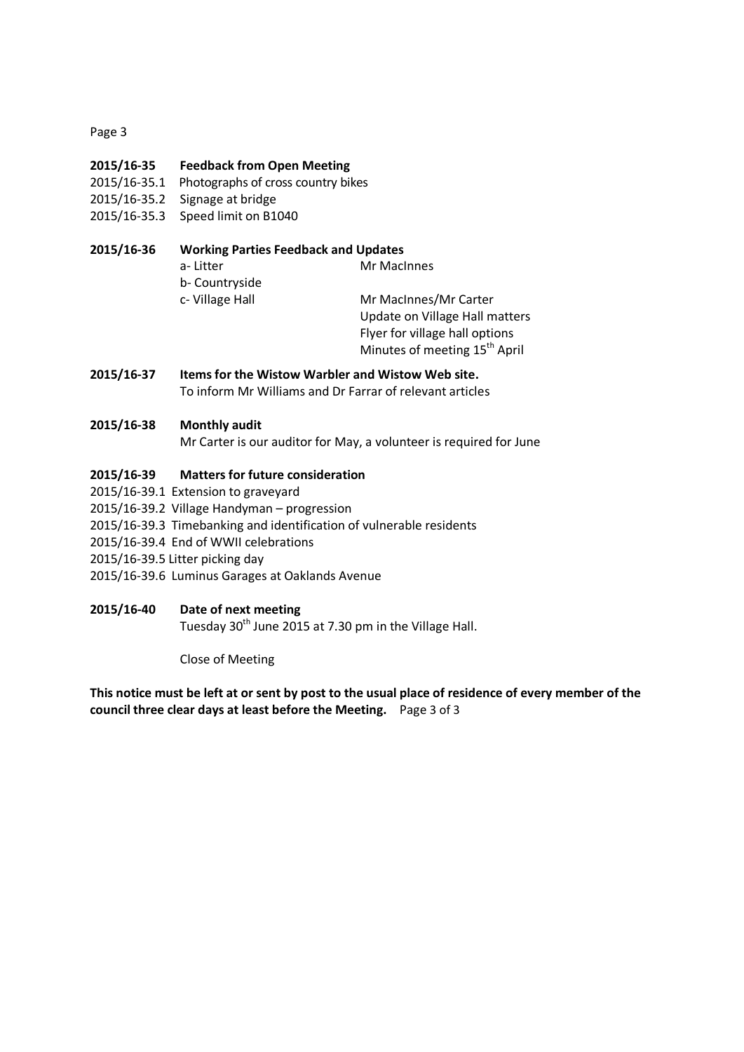**2015/16-35 Feedback from Open Meeting**

2015/16-35.1 Photographs of cross country bikes

2015/16-35.2 Signage at bridge

2015/16-35.3 Speed limit on B1040

**2015/16-36 Working Parties Feedback and Updates**

| | |
|---|---|
| a- Litter | Mr MacInnes |
| b- Countryside | |
| c- Village Hall | Mr MacInnes/Mr Carter<br>Update on Village Hall matters<br>Flyer for village hall options<br>Minutes of meeting 15th April |

**2015/16-37 Items for the Wistow Warbler and Wistow Web site.**

To inform Mr Williams and Dr Farrar of relevant articles

**2015/16-38 Monthly audit**

Mr Carter is our auditor for May, a volunteer is required for June

**2015/16-39 Matters for future consideration**

2015/16-39.1 Extension to graveyard

2015/16-39.2 Village Handyman – progression

2015/16-39.3 Timebanking and identification of vulnerable residents

2015/16-39.4 End of WWII celebrations

2015/16-39.5 Litter picking day

2015/16-39.6 Luminus Garages at Oaklands Avenue

**2015/16-40 Date of next meeting**

Tuesday 30th June 2015 at 7.30 pm in the Village Hall.

Close of Meeting

**This notice must be left at or sent by post to the usual place of residence of every member of the council three clear days at least before the Meeting.**